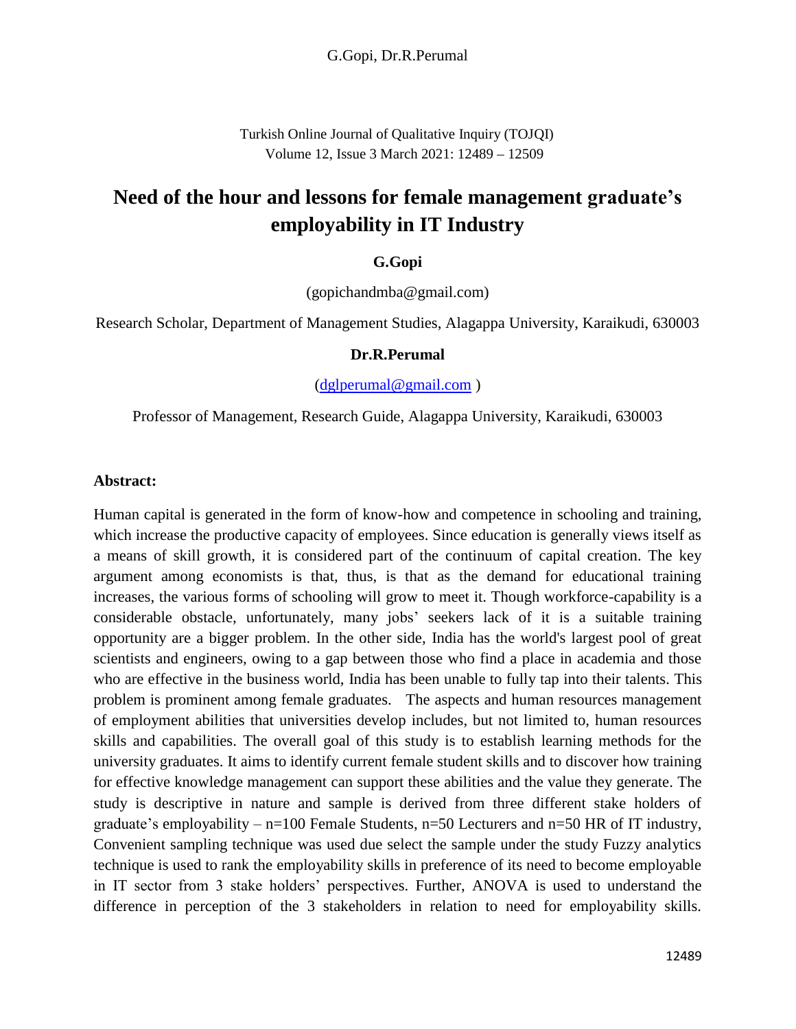# Need of the hour and lessons for female management graduate's employability in IT Industry

**G.Gopi**

(gopichandmba@gmail.com)

Research Scholar, Department of Management Studies, Alagappa University, Karaikudi, 630003

**Dr.R.Perumal**

(dglperumal@gmail.com )

Professor of Management, Research Guide, Alagappa University, Karaikudi, 630003

**Abstract:**

Human capital is generated in the form of know-how and competence in schooling and training, which increase the productive capacity of employees. Since education is generally views itself as a means of skill growth, it is considered part of the continuum of capital creation. The key argument among economists is that, thus, is that as the demand for educational training increases, the various forms of schooling will grow to meet it. Though workforce-capability is a considerable obstacle, unfortunately, many jobs' seekers lack of it is a suitable training opportunity are a bigger problem. In the other side, India has the world's largest pool of great scientists and engineers, owing to a gap between those who find a place in academia and those who are effective in the business world, India has been unable to fully tap into their talents. This problem is prominent among female graduates. The aspects and human resources management of employment abilities that universities develop includes, but not limited to, human resources skills and capabilities. The overall goal of this study is to establish learning methods for the university graduates. It aims to identify current female student skills and to discover how training for effective knowledge management can support these abilities and the value they generate. The study is descriptive in nature and sample is derived from three different stake holders of graduate's employability – n=100 Female Students, n=50 Lecturers and n=50 HR of IT industry, Convenient sampling technique was used due select the sample under the study Fuzzy analytics technique is used to rank the employability skills in preference of its need to become employable in IT sector from 3 stake holders' perspectives. Further, ANOVA is used to understand the difference in perception of the 3 stakeholders in relation to need for employability skills.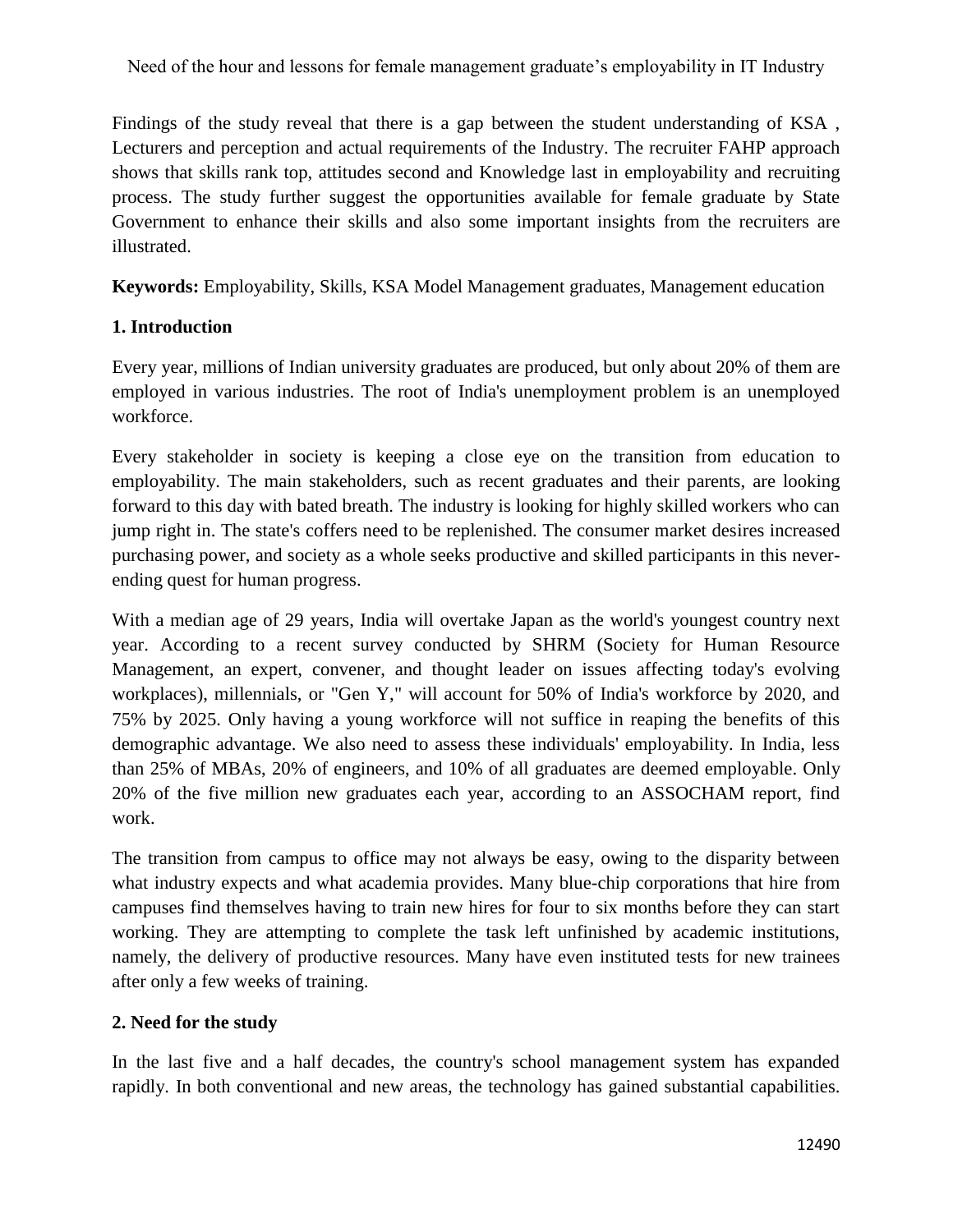Findings of the study reveal that there is a gap between the student understanding of KSA , Lecturers and perception and actual requirements of the Industry. The recruiter FAHP approach shows that skills rank top, attitudes second and Knowledge last in employability and recruiting process. The study further suggest the opportunities available for female graduate by State Government to enhance their skills and also some important insights from the recruiters are illustrated.

**Keywords:** Employability, Skills, KSA Model Management graduates, Management education

## 1. Introduction

Every year, millions of Indian university graduates are produced, but only about 20% of them are employed in various industries. The root of India's unemployment problem is an unemployed workforce.

Every stakeholder in society is keeping a close eye on the transition from education to employability. The main stakeholders, such as recent graduates and their parents, are looking forward to this day with bated breath. The industry is looking for highly skilled workers who can jump right in. The state's coffers need to be replenished. The consumer market desires increased purchasing power, and society as a whole seeks productive and skilled participants in this never-ending quest for human progress.

With a median age of 29 years, India will overtake Japan as the world's youngest country next year. According to a recent survey conducted by SHRM (Society for Human Resource Management, an expert, convener, and thought leader on issues affecting today's evolving workplaces), millennials, or "Gen Y," will account for 50% of India's workforce by 2020, and 75% by 2025. Only having a young workforce will not suffice in reaping the benefits of this demographic advantage. We also need to assess these individuals' employability. In India, less than 25% of MBAs, 20% of engineers, and 10% of all graduates are deemed employable. Only 20% of the five million new graduates each year, according to an ASSOCHAM report, find work.

The transition from campus to office may not always be easy, owing to the disparity between what industry expects and what academia provides. Many blue-chip corporations that hire from campuses find themselves having to train new hires for four to six months before they can start working. They are attempting to complete the task left unfinished by academic institutions, namely, the delivery of productive resources. Many have even instituted tests for new trainees after only a few weeks of training.

## 2. Need for the study

In the last five and a half decades, the country's school management system has expanded rapidly. In both conventional and new areas, the technology has gained substantial capabilities.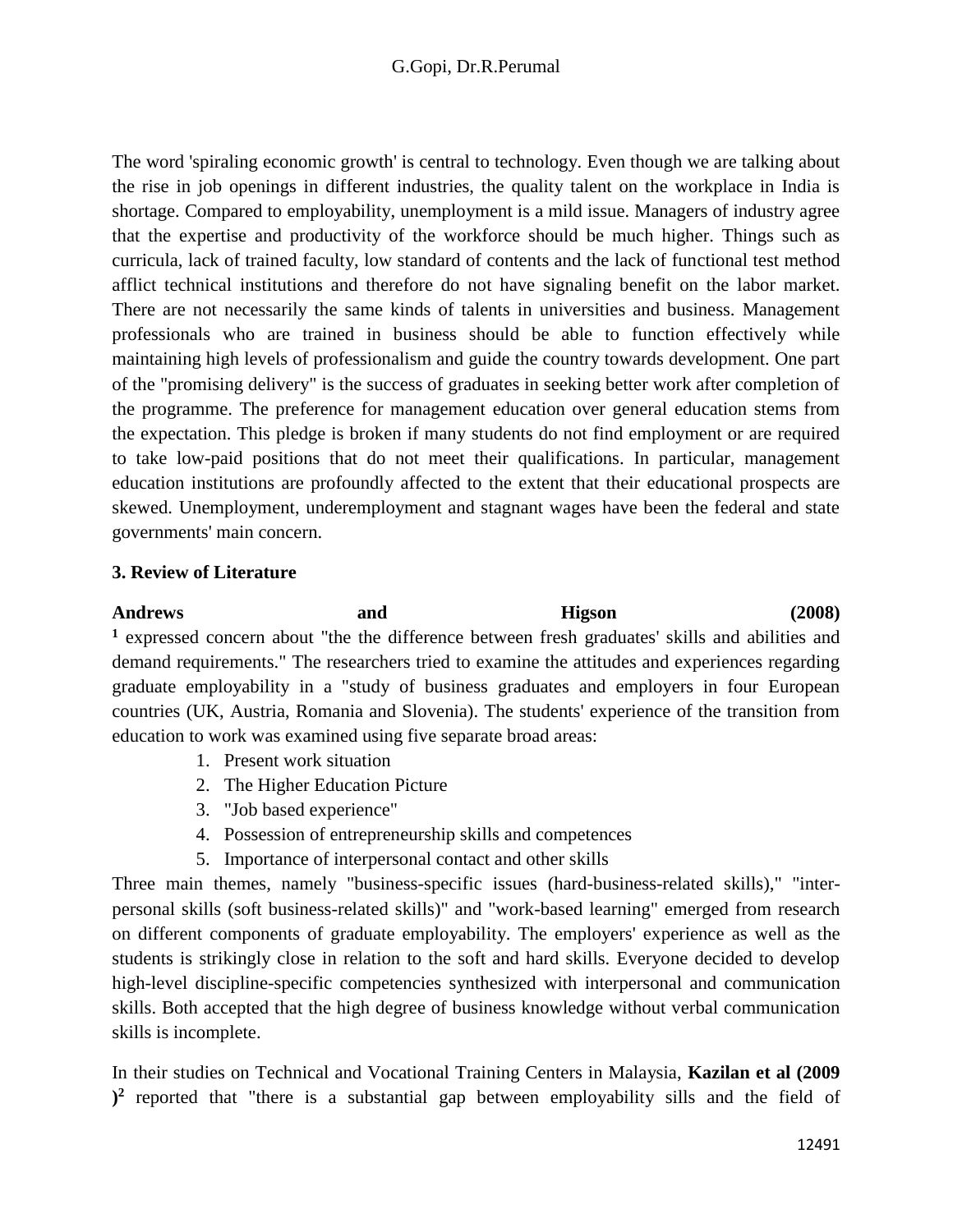The word 'spiraling economic growth' is central to technology. Even though we are talking about the rise in job openings in different industries, the quality talent on the workplace in India is shortage. Compared to employability, unemployment is a mild issue. Managers of industry agree that the expertise and productivity of the workforce should be much higher. Things such as curricula, lack of trained faculty, low standard of contents and the lack of functional test method afflict technical institutions and therefore do not have signaling benefit on the labor market. There are not necessarily the same kinds of talents in universities and business. Management professionals who are trained in business should be able to function effectively while maintaining high levels of professionalism and guide the country towards development. One part of the "promising delivery" is the success of graduates in seeking better work after completion of the programme. The preference for management education over general education stems from the expectation. This pledge is broken if many students do not find employment or are required to take low-paid positions that do not meet their qualifications. In particular, management education institutions are profoundly affected to the extent that their educational prospects are skewed. Unemployment, underemployment and stagnant wages have been the federal and state governments' main concern.

### 3. Review of Literature

**Andrews and Higson (2008)** [1] expressed concern about "the the difference between fresh graduates' skills and abilities and demand requirements." The researchers tried to examine the attitudes and experiences regarding graduate employability in a "study of business graduates and employers in four European countries (UK, Austria, Romania and Slovenia). The students' experience of the transition from education to work was examined using five separate broad areas:

1. Present work situation
2. The Higher Education Picture
3. "Job based experience"
4. Possession of entrepreneurship skills and competences
5. Importance of interpersonal contact and other skills

Three main themes, namely "business-specific issues (hard-business-related skills)," "inter-personal skills (soft business-related skills)" and "work-based learning" emerged from research on different components of graduate employability. The employers' experience as well as the students is strikingly close in relation to the soft and hard skills. Everyone decided to develop high-level discipline-specific competencies synthesized with interpersonal and communication skills. Both accepted that the high degree of business knowledge without verbal communication skills is incomplete.

In their studies on Technical and Vocational Training Centers in Malaysia, **Kazilan et al (2009 )**[2] reported that "there is a substantial gap between employability sills and the field of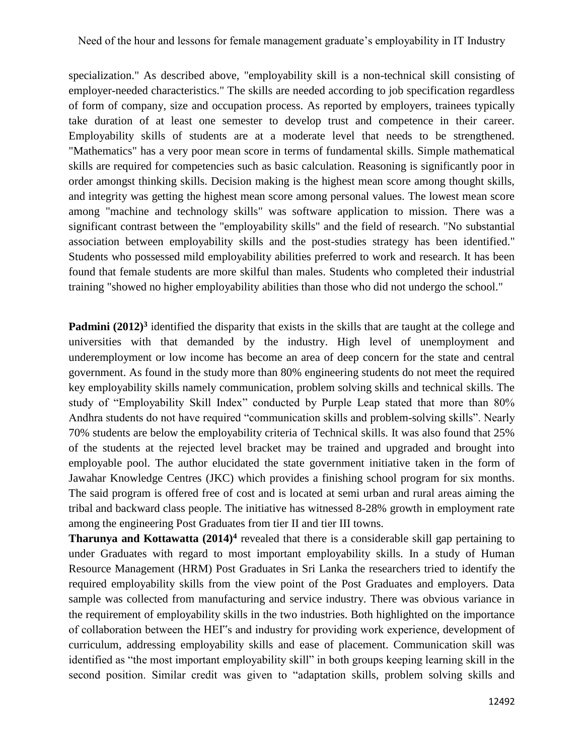specialization." As described above, "employability skill is a non-technical skill consisting of employer-needed characteristics." The skills are needed according to job specification regardless of form of company, size and occupation process. As reported by employers, trainees typically take duration of at least one semester to develop trust and competence in their career. Employability skills of students are at a moderate level that needs to be strengthened. "Mathematics" has a very poor mean score in terms of fundamental skills. Simple mathematical skills are required for competencies such as basic calculation. Reasoning is significantly poor in order amongst thinking skills. Decision making is the highest mean score among thought skills, and integrity was getting the highest mean score among personal values. The lowest mean score among "machine and technology skills" was software application to mission. There was a significant contrast between the "employability skills" and the field of research. "No substantial association between employability skills and the post-studies strategy has been identified." Students who possessed mild employability abilities preferred to work and research. It has been found that female students are more skilful than males. Students who completed their industrial training "showed no higher employability abilities than those who did not undergo the school."

**Padmini (2012)**[3] identified the disparity that exists in the skills that are taught at the college and universities with that demanded by the industry. High level of unemployment and underemployment or low income has become an area of deep concern for the state and central government. As found in the study more than 80% engineering students do not meet the required key employability skills namely communication, problem solving skills and technical skills. The study of "Employability Skill Index" conducted by Purple Leap stated that more than 80% Andhra students do not have required "communication skills and problem-solving skills". Nearly 70% students are below the employability criteria of Technical skills. It was also found that 25% of the students at the rejected level bracket may be trained and upgraded and brought into employable pool. The author elucidated the state government initiative taken in the form of Jawahar Knowledge Centres (JKC) which provides a finishing school program for six months. The said program is offered free of cost and is located at semi urban and rural areas aiming the tribal and backward class people. The initiative has witnessed 8-28% growth in employment rate among the engineering Post Graduates from tier II and tier III towns.

**Tharunya and Kottawatta (2014)**[4] revealed that there is a considerable skill gap pertaining to under Graduates with regard to most important employability skills. In a study of Human Resource Management (HRM) Post Graduates in Sri Lanka the researchers tried to identify the required employability skills from the view point of the Post Graduates and employers. Data sample was collected from manufacturing and service industry. There was obvious variance in the requirement of employability skills in the two industries. Both highlighted on the importance of collaboration between the HEI"s and industry for providing work experience, development of curriculum, addressing employability skills and ease of placement. Communication skill was identified as "the most important employability skill" in both groups keeping learning skill in the second position. Similar credit was given to "adaptation skills, problem solving skills and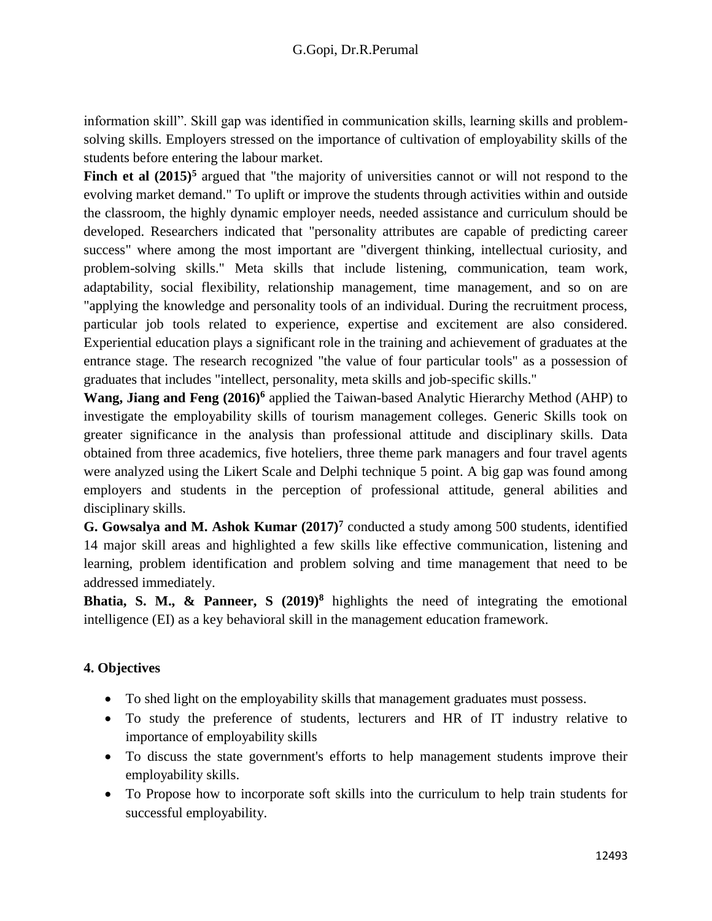information skill". Skill gap was identified in communication skills, learning skills and problem-solving skills. Employers stressed on the importance of cultivation of employability skills of the students before entering the labour market.

**Finch et al (2015)[5]** argued that "the majority of universities cannot or will not respond to the evolving market demand." To uplift or improve the students through activities within and outside the classroom, the highly dynamic employer needs, needed assistance and curriculum should be developed. Researchers indicated that "personality attributes are capable of predicting career success" where among the most important are "divergent thinking, intellectual curiosity, and problem-solving skills." Meta skills that include listening, communication, team work, adaptability, social flexibility, relationship management, time management, and so on are "applying the knowledge and personality tools of an individual. During the recruitment process, particular job tools related to experience, expertise and excitement are also considered. Experiential education plays a significant role in the training and achievement of graduates at the entrance stage. The research recognized "the value of four particular tools" as a possession of graduates that includes "intellect, personality, meta skills and job-specific skills."

**Wang, Jiang and Feng (2016)[6]** applied the Taiwan-based Analytic Hierarchy Method (AHP) to investigate the employability skills of tourism management colleges. Generic Skills took on greater significance in the analysis than professional attitude and disciplinary skills. Data obtained from three academics, five hoteliers, three theme park managers and four travel agents were analyzed using the Likert Scale and Delphi technique 5 point. A big gap was found among employers and students in the perception of professional attitude, general abilities and disciplinary skills.

**G. Gowsalya and M. Ashok Kumar (2017)[7]** conducted a study among 500 students, identified 14 major skill areas and highlighted a few skills like effective communication, listening and learning, problem identification and problem solving and time management that need to be addressed immediately.

**Bhatia, S. M., & Panneer, S (2019)[8]** highlights the need of integrating the emotional intelligence (EI) as a key behavioral skill in the management education framework.

## 4. Objectives

- To shed light on the employability skills that management graduates must possess.
- To study the preference of students, lecturers and HR of IT industry relative to importance of employability skills
- To discuss the state government's efforts to help management students improve their employability skills.
- To Propose how to incorporate soft skills into the curriculum to help train students for successful employability.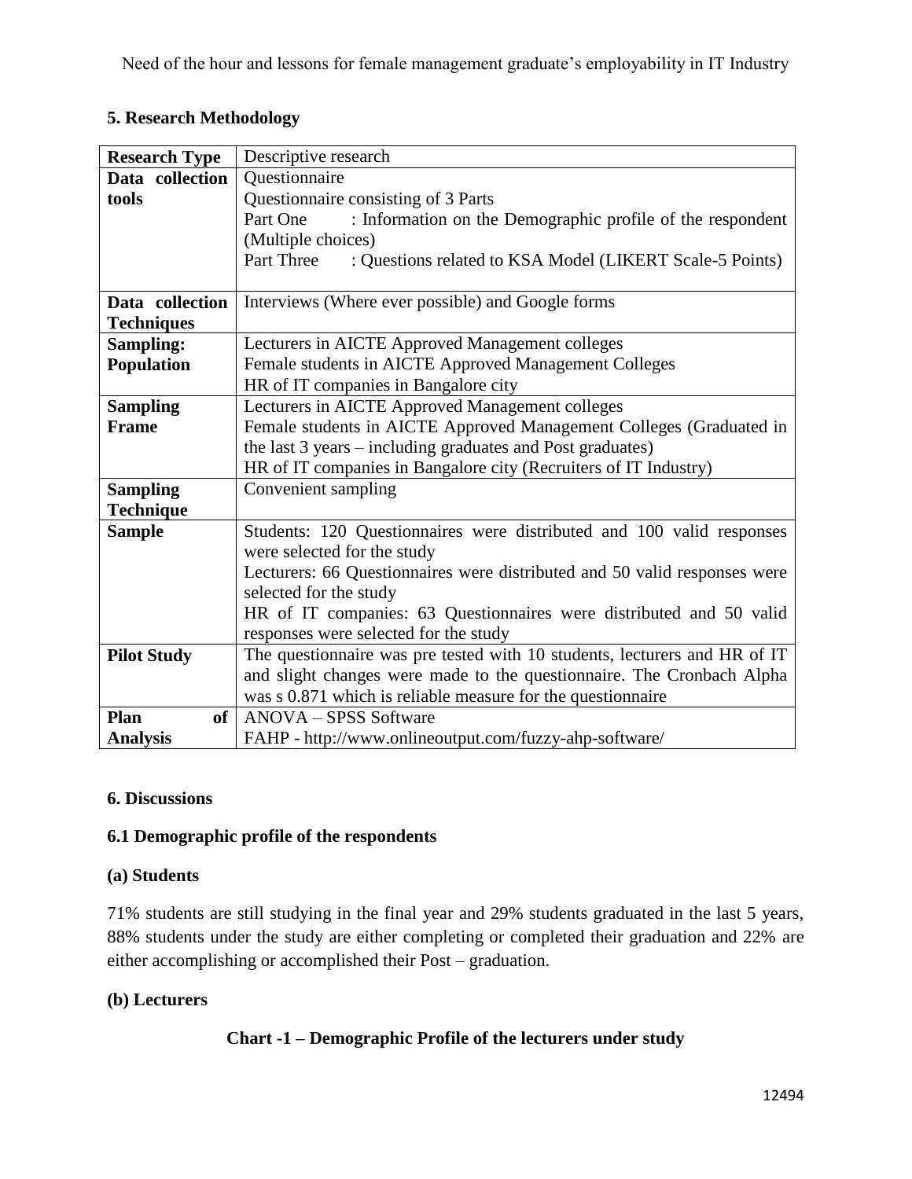## 5. Research Methodology

| **Research Type** | Descriptive research |
|---|---|
| **Data collection tools** | Questionnaire<br>Questionnaire consisting of 3 Parts<br>Part One : Information on the Demographic profile of the respondent (Multiple choices)<br>Part Three : Questions related to KSA Model (LIKERT Scale-5 Points) |
| **Data collection Techniques** | Interviews (Where ever possible) and Google forms |
| **Sampling: Population** | Lecturers in AICTE Approved Management colleges<br>Female students in AICTE Approved Management Colleges<br>HR of IT companies in Bangalore city |
| **Sampling Frame** | Lecturers in AICTE Approved Management colleges<br>Female students in AICTE Approved Management Colleges (Graduated in the last 3 years – including graduates and Post graduates)<br>HR of IT companies in Bangalore city (Recruiters of IT Industry) |
| **Sampling Technique** | Convenient sampling |
| **Sample** | Students: 120 Questionnaires were distributed and 100 valid responses were selected for the study<br>Lecturers: 66 Questionnaires were distributed and 50 valid responses were selected for the study<br>HR of IT companies: 63 Questionnaires were distributed and 50 valid responses were selected for the study |
| **Pilot Study** | The questionnaire was pre tested with 10 students, lecturers and HR of IT and slight changes were made to the questionnaire. The Cronbach Alpha was s 0.871 which is reliable measure for the questionnaire |
| **Plan of Analysis** | ANOVA – SPSS Software<br>FAHP - http://www.onlineoutput.com/fuzzy-ahp-software/ |

## 6. Discussions

### 6.1 Demographic profile of the respondents

#### (a) Students

71% students are still studying in the final year and 29% students graduated in the last 5 years, 88% students under the study are either completing or completed their graduation and 22% are either accomplishing or accomplished their Post – graduation.

#### (b) Lecturers

**Chart -1 – Demographic Profile of the lecturers under study**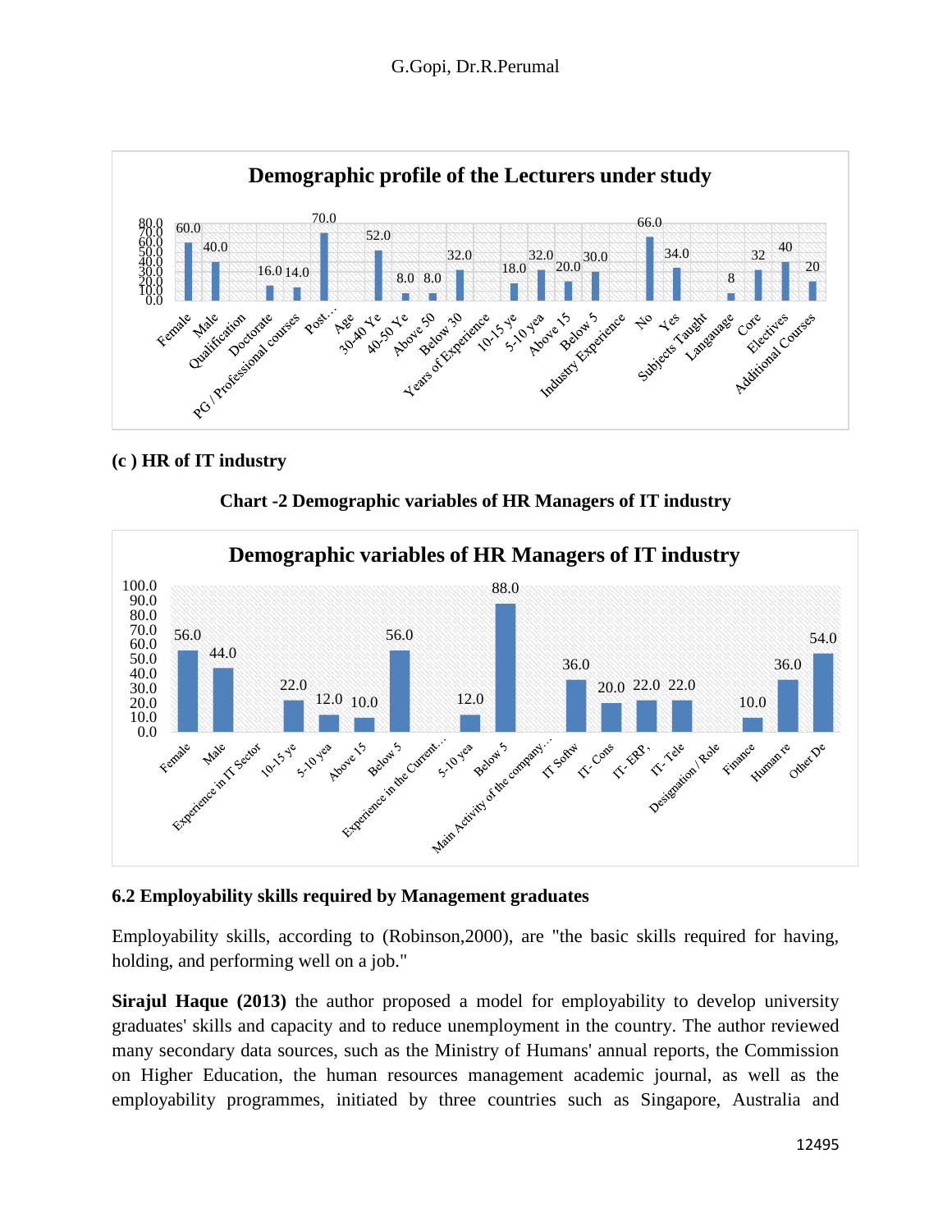Demographic profile of the Lecturers under study

| Category | Value |
|---|---|
| Female | 60.0 |
| Male | 40.0 |
| Qualification | |
| Doctorate | 16.0 |
| PG / Professional courses | 14.0 |
| Post… | 70.0 |
| Age | |
| 30-40 Ye | 52.0 |
| 40-50 Ye | 8.0 |
| Above 50 | 8.0 |
| Below 30 | 32.0 |
| Years of Experience | |
| 10-15 ye | 18.0 |
| 5-10 yea | 32.0 |
| Above 15 | 20.0 |
| Below 5 | 30.0 |
| Industry Experience | |
| No | 66.0 |
| Yes | 34.0 |
| Subjects Taught | |
| Langauage | 8 |
| Core | 32 |
| Electives | 40 |
| Additional Courses | 20 |

**(c ) HR of IT industry**

**Chart -2 Demographic variables of HR Managers of IT industry**

Demographic variables of HR Managers of IT industry

| Category | Value |
|---|---|
| Female | 56.0 |
| Male | 44.0 |
| Experience in IT Sector | |
| 10-15 ye | 22.0 |
| 5-10 yea | 12.0 |
| Above 15 | 10.0 |
| Below 5 | 56.0 |
| Experience in the Current… | |
| 5-10 yea | 12.0 |
| Below 5 | 88.0 |
| Main Activity of the company… | |
| IT Softw | 36.0 |
| IT- Cons | 20.0 |
| IT- ERP, | 22.0 |
| IT- Tele | 22.0 |
| Designation / Role | |
| Finance | 10.0 |
| Human re | 36.0 |
| Other De | 54.0 |

### 6.2 Employability skills required by Management graduates

Employability skills, according to (Robinson,2000), are "the basic skills required for having, holding, and performing well on a job."

**Sirajul Haque (2013)** the author proposed a model for employability to develop university graduates' skills and capacity and to reduce unemployment in the country. The author reviewed many secondary data sources, such as the Ministry of Humans' annual reports, the Commission on Higher Education, the human resources management academic journal, as well as the employability programmes, initiated by three countries such as Singapore, Australia and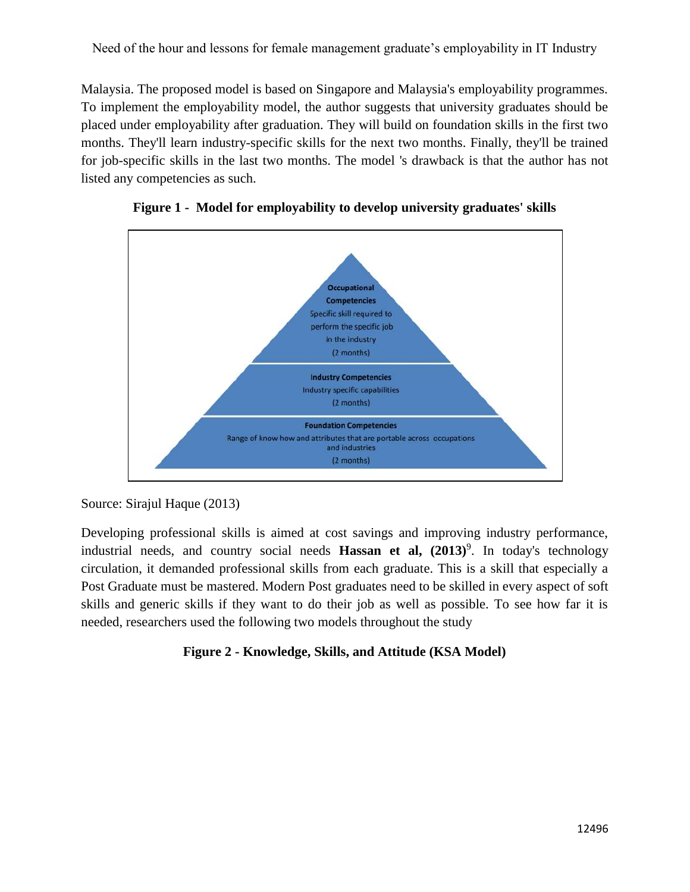Malaysia. The proposed model is based on Singapore and Malaysia's employability programmes. To implement the employability model, the author suggests that university graduates should be placed under employability after graduation. They will build on foundation skills in the first two months. They'll learn industry-specific skills for the next two months. Finally, they'll be trained for job-specific skills in the last two months. The model 's drawback is that the author has not listed any competencies as such.

**Figure 1 - Model for employability to develop university graduates' skills**

**Occupational Competencies**
Specific skill required to perform the specific job in the industry
(2 months)

**Industry Competencies**
Industry specific capabilities
(2 months)

**Foundation Competencies**
Range of know how and attributes that are portable across occupations and industries
(2 months)

Source: Sirajul Haque (2013)

Developing professional skills is aimed at cost savings and improving industry performance, industrial needs, and country social needs **Hassan et al, (2013)**[9]. In today's technology circulation, it demanded professional skills from each graduate. This is a skill that especially a Post Graduate must be mastered. Modern Post graduates need to be skilled in every aspect of soft skills and generic skills if they want to do their job as well as possible. To see how far it is needed, researchers used the following two models throughout the study

**Figure 2 - Knowledge, Skills, and Attitude (KSA Model)**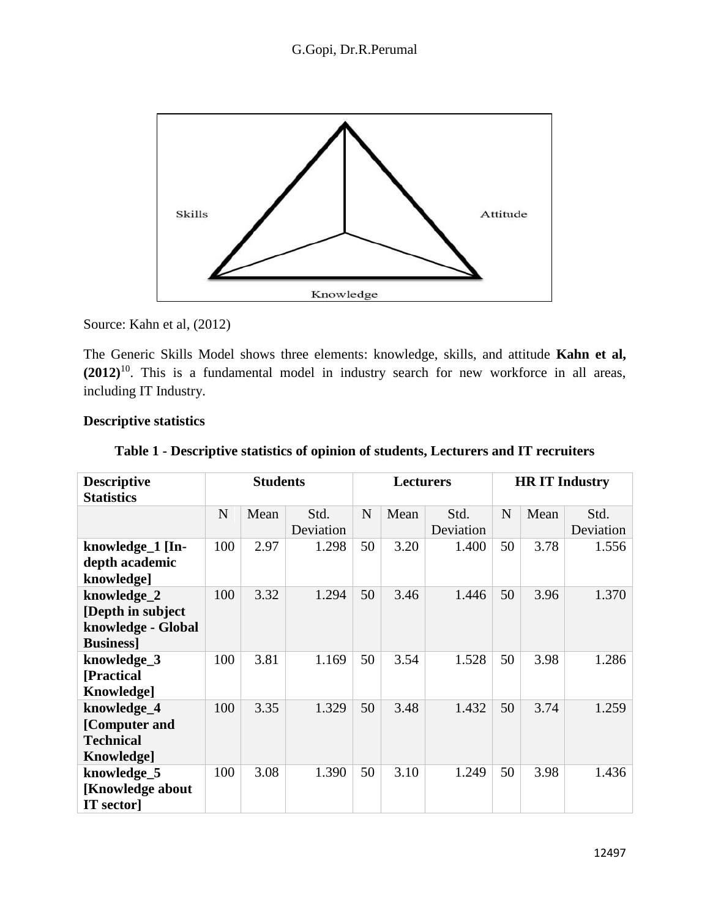Source: Kahn et al, (2012)

The Generic Skills Model shows three elements: knowledge, skills, and attitude **Kahn et al, (2012)**[10]. This is a fundamental model in industry search for new workforce in all areas, including IT Industry.

**Descriptive statistics**

**Table 1 - Descriptive statistics of opinion of students, Lecturers and IT recruiters**

| Descriptive Statistics | Students | | | Lecturers | | | HR IT Industry | | |
|---|---|---|---|---|---|---|---|---|---|
| | N | Mean | Std. Deviation | N | Mean | Std. Deviation | N | Mean | Std. Deviation |
| **knowledge_1 [In-depth academic knowledge]** | 100 | 2.97 | 1.298 | 50 | 3.20 | 1.400 | 50 | 3.78 | 1.556 |
| **knowledge_2 [Depth in subject knowledge - Global Business]** | 100 | 3.32 | 1.294 | 50 | 3.46 | 1.446 | 50 | 3.96 | 1.370 |
| **knowledge_3 [Practical Knowledge]** | 100 | 3.81 | 1.169 | 50 | 3.54 | 1.528 | 50 | 3.98 | 1.286 |
| **knowledge_4 [Computer and Technical Knowledge]** | 100 | 3.35 | 1.329 | 50 | 3.48 | 1.432 | 50 | 3.74 | 1.259 |
| **knowledge_5 [Knowledge about IT sector]** | 100 | 3.08 | 1.390 | 50 | 3.10 | 1.249 | 50 | 3.98 | 1.436 |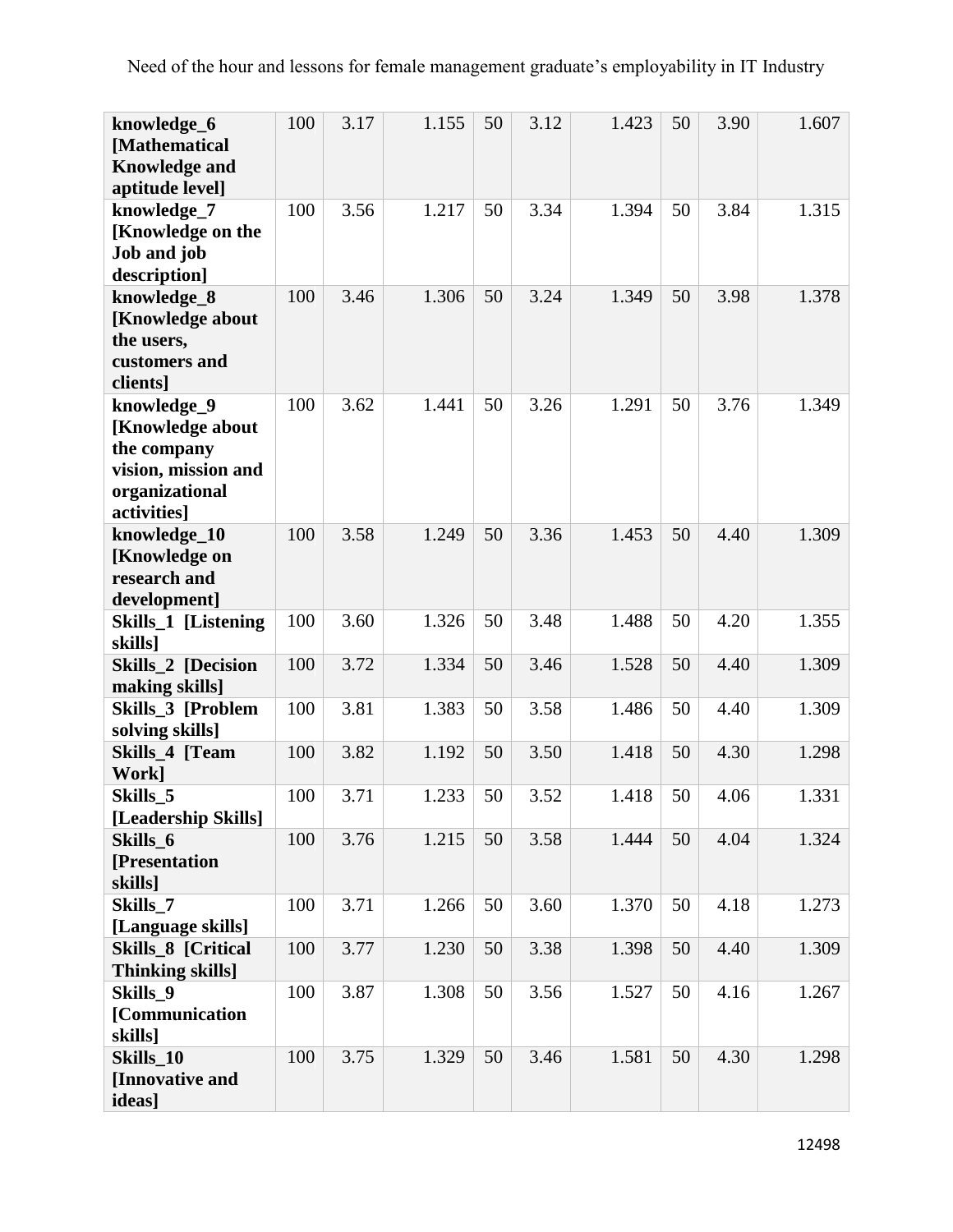| | | | | | | | | | |
|---|---|---|---|---|---|---|---|---|---|
| **knowledge_6 [Mathematical Knowledge and aptitude level]** | 100 | 3.17 | 1.155 | 50 | 3.12 | 1.423 | 50 | 3.90 | 1.607 |
| **knowledge_7 [Knowledge on the Job and job description]** | 100 | 3.56 | 1.217 | 50 | 3.34 | 1.394 | 50 | 3.84 | 1.315 |
| **knowledge_8 [Knowledge about the users, customers and clients]** | 100 | 3.46 | 1.306 | 50 | 3.24 | 1.349 | 50 | 3.98 | 1.378 |
| **knowledge_9 [Knowledge about the company vision, mission and organizational activities]** | 100 | 3.62 | 1.441 | 50 | 3.26 | 1.291 | 50 | 3.76 | 1.349 |
| **knowledge_10 [Knowledge on research and development]** | 100 | 3.58 | 1.249 | 50 | 3.36 | 1.453 | 50 | 4.40 | 1.309 |
| **Skills_1 [Listening skills]** | 100 | 3.60 | 1.326 | 50 | 3.48 | 1.488 | 50 | 4.20 | 1.355 |
| **Skills_2 [Decision making skills]** | 100 | 3.72 | 1.334 | 50 | 3.46 | 1.528 | 50 | 4.40 | 1.309 |
| **Skills_3 [Problem solving skills]** | 100 | 3.81 | 1.383 | 50 | 3.58 | 1.486 | 50 | 4.40 | 1.309 |
| **Skills_4 [Team Work]** | 100 | 3.82 | 1.192 | 50 | 3.50 | 1.418 | 50 | 4.30 | 1.298 |
| **Skills_5 [Leadership Skills]** | 100 | 3.71 | 1.233 | 50 | 3.52 | 1.418 | 50 | 4.06 | 1.331 |
| **Skills_6 [Presentation skills]** | 100 | 3.76 | 1.215 | 50 | 3.58 | 1.444 | 50 | 4.04 | 1.324 |
| **Skills_7 [Language skills]** | 100 | 3.71 | 1.266 | 50 | 3.60 | 1.370 | 50 | 4.18 | 1.273 |
| **Skills_8 [Critical Thinking skills]** | 100 | 3.77 | 1.230 | 50 | 3.38 | 1.398 | 50 | 4.40 | 1.309 |
| **Skills_9 [Communication skills]** | 100 | 3.87 | 1.308 | 50 | 3.56 | 1.527 | 50 | 4.16 | 1.267 |
| **Skills_10 [Innovative and ideas]** | 100 | 3.75 | 1.329 | 50 | 3.46 | 1.581 | 50 | 4.30 | 1.298 |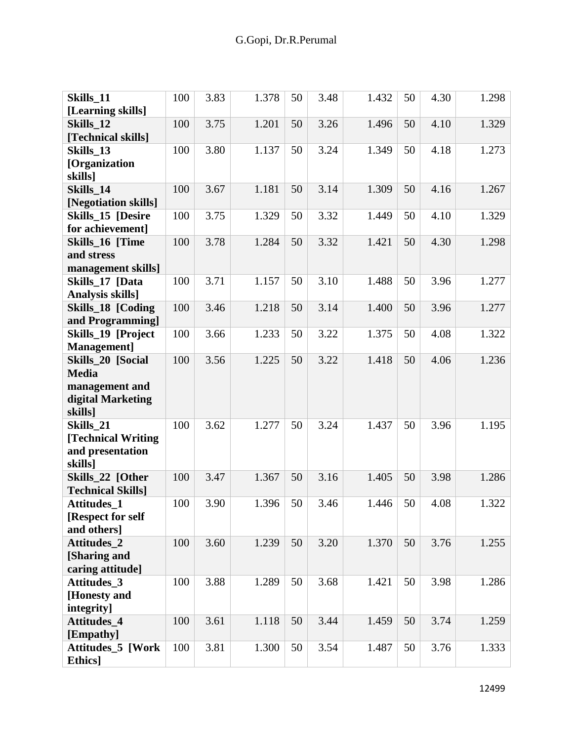| | | | | | | | | | |
|---|---|---|---|---|---|---|---|---|---|
| **Skills_11 [Learning skills]** | 100 | 3.83 | 1.378 | 50 | 3.48 | 1.432 | 50 | 4.30 | 1.298 |
| **Skills_12 [Technical skills]** | 100 | 3.75 | 1.201 | 50 | 3.26 | 1.496 | 50 | 4.10 | 1.329 |
| **Skills_13 [Organization skills]** | 100 | 3.80 | 1.137 | 50 | 3.24 | 1.349 | 50 | 4.18 | 1.273 |
| **Skills_14 [Negotiation skills]** | 100 | 3.67 | 1.181 | 50 | 3.14 | 1.309 | 50 | 4.16 | 1.267 |
| **Skills_15 [Desire for achievement]** | 100 | 3.75 | 1.329 | 50 | 3.32 | 1.449 | 50 | 4.10 | 1.329 |
| **Skills_16 [Time and stress management skills]** | 100 | 3.78 | 1.284 | 50 | 3.32 | 1.421 | 50 | 4.30 | 1.298 |
| **Skills_17 [Data Analysis skills]** | 100 | 3.71 | 1.157 | 50 | 3.10 | 1.488 | 50 | 3.96 | 1.277 |
| **Skills_18 [Coding and Programming]** | 100 | 3.46 | 1.218 | 50 | 3.14 | 1.400 | 50 | 3.96 | 1.277 |
| **Skills_19 [Project Management]** | 100 | 3.66 | 1.233 | 50 | 3.22 | 1.375 | 50 | 4.08 | 1.322 |
| **Skills_20 [Social Media management and digital Marketing skills]** | 100 | 3.56 | 1.225 | 50 | 3.22 | 1.418 | 50 | 4.06 | 1.236 |
| **Skills_21 [Technical Writing and presentation skills]** | 100 | 3.62 | 1.277 | 50 | 3.24 | 1.437 | 50 | 3.96 | 1.195 |
| **Skills_22 [Other Technical Skills]** | 100 | 3.47 | 1.367 | 50 | 3.16 | 1.405 | 50 | 3.98 | 1.286 |
| **Attitudes_1 [Respect for self and others]** | 100 | 3.90 | 1.396 | 50 | 3.46 | 1.446 | 50 | 4.08 | 1.322 |
| **Attitudes_2 [Sharing and caring attitude]** | 100 | 3.60 | 1.239 | 50 | 3.20 | 1.370 | 50 | 3.76 | 1.255 |
| **Attitudes_3 [Honesty and integrity]** | 100 | 3.88 | 1.289 | 50 | 3.68 | 1.421 | 50 | 3.98 | 1.286 |
| **Attitudes_4 [Empathy]** | 100 | 3.61 | 1.118 | 50 | 3.44 | 1.459 | 50 | 3.74 | 1.259 |
| **Attitudes_5 [Work Ethics]** | 100 | 3.81 | 1.300 | 50 | 3.54 | 1.487 | 50 | 3.76 | 1.333 |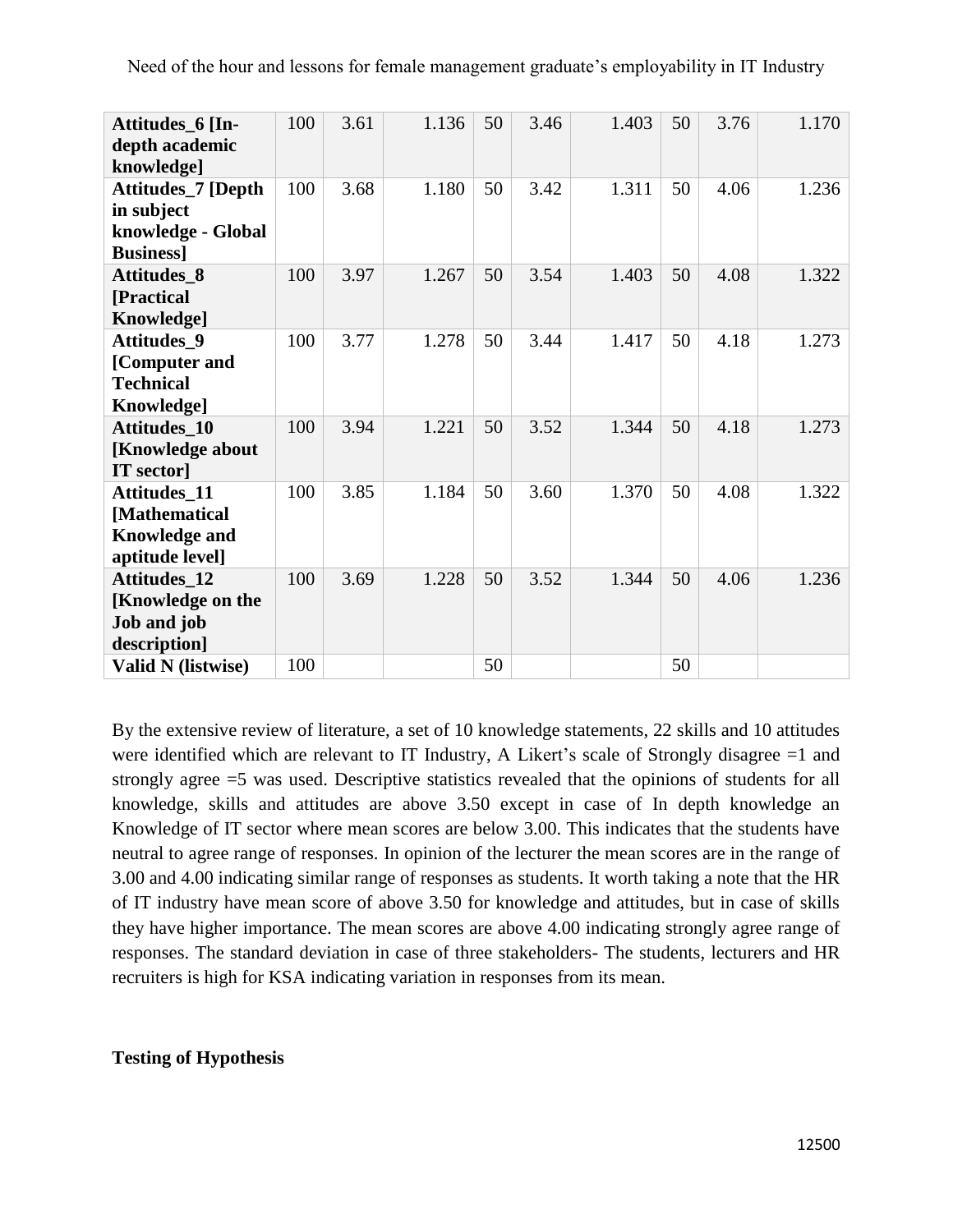| **Attitudes_6 [In-depth academic knowledge]** | 100 | 3.61 | 1.136 | 50 | 3.46 | 1.403 | 50 | 3.76 | 1.170 |
|---|---|---|---|---|---|---|---|---|---|
| **Attitudes_7 [Depth in subject knowledge - Global Business]** | 100 | 3.68 | 1.180 | 50 | 3.42 | 1.311 | 50 | 4.06 | 1.236 |
| **Attitudes_8 [Practical Knowledge]** | 100 | 3.97 | 1.267 | 50 | 3.54 | 1.403 | 50 | 4.08 | 1.322 |
| **Attitudes_9 [Computer and Technical Knowledge]** | 100 | 3.77 | 1.278 | 50 | 3.44 | 1.417 | 50 | 4.18 | 1.273 |
| **Attitudes_10 [Knowledge about IT sector]** | 100 | 3.94 | 1.221 | 50 | 3.52 | 1.344 | 50 | 4.18 | 1.273 |
| **Attitudes_11 [Mathematical Knowledge and aptitude level]** | 100 | 3.85 | 1.184 | 50 | 3.60 | 1.370 | 50 | 4.08 | 1.322 |
| **Attitudes_12 [Knowledge on the Job and job description]** | 100 | 3.69 | 1.228 | 50 | 3.52 | 1.344 | 50 | 4.06 | 1.236 |
| **Valid N (listwise)** | 100 | | | 50 | | | 50 | | |

By the extensive review of literature, a set of 10 knowledge statements, 22 skills and 10 attitudes were identified which are relevant to IT Industry, A Likert's scale of Strongly disagree =1 and strongly agree =5 was used. Descriptive statistics revealed that the opinions of students for all knowledge, skills and attitudes are above 3.50 except in case of In depth knowledge an Knowledge of IT sector where mean scores are below 3.00. This indicates that the students have neutral to agree range of responses. In opinion of the lecturer the mean scores are in the range of 3.00 and 4.00 indicating similar range of responses as students. It worth taking a note that the HR of IT industry have mean score of above 3.50 for knowledge and attitudes, but in case of skills they have higher importance. The mean scores are above 4.00 indicating strongly agree range of responses. The standard deviation in case of three stakeholders- The students, lecturers and HR recruiters is high for KSA indicating variation in responses from its mean.

**Testing of Hypothesis**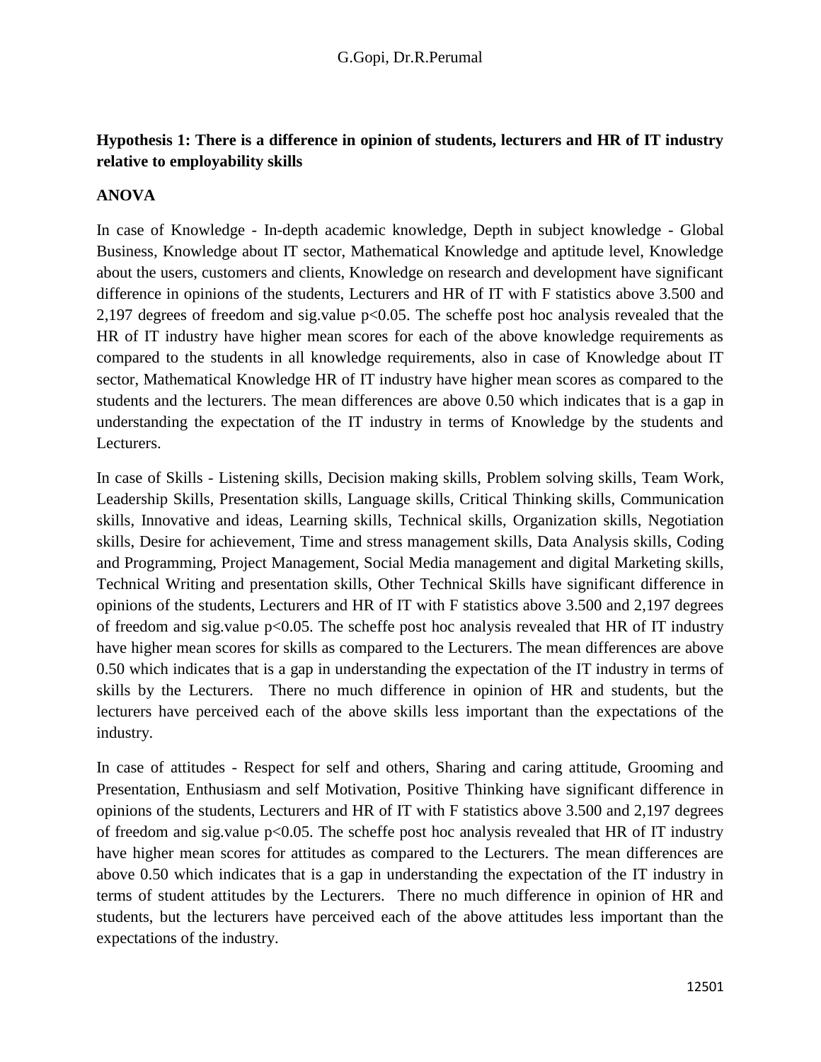**Hypothesis 1: There is a difference in opinion of students, lecturers and HR of IT industry relative to employability skills**

**ANOVA**

In case of Knowledge - In-depth academic knowledge, Depth in subject knowledge - Global Business, Knowledge about IT sector, Mathematical Knowledge and aptitude level, Knowledge about the users, customers and clients, Knowledge on research and development have significant difference in opinions of the students, Lecturers and HR of IT with F statistics above 3.500 and 2,197 degrees of freedom and sig.value $p<0.05$. The scheffe post hoc analysis revealed that the HR of IT industry have higher mean scores for each of the above knowledge requirements as compared to the students in all knowledge requirements, also in case of Knowledge about IT sector, Mathematical Knowledge HR of IT industry have higher mean scores as compared to the students and the lecturers. The mean differences are above 0.50 which indicates that is a gap in understanding the expectation of the IT industry in terms of Knowledge by the students and Lecturers.

In case of Skills - Listening skills, Decision making skills, Problem solving skills, Team Work, Leadership Skills, Presentation skills, Language skills, Critical Thinking skills, Communication skills, Innovative and ideas, Learning skills, Technical skills, Organization skills, Negotiation skills, Desire for achievement, Time and stress management skills, Data Analysis skills, Coding and Programming, Project Management, Social Media management and digital Marketing skills, Technical Writing and presentation skills, Other Technical Skills have significant difference in opinions of the students, Lecturers and HR of IT with F statistics above 3.500 and 2,197 degrees of freedom and sig.value $p<0.05$. The scheffe post hoc analysis revealed that HR of IT industry have higher mean scores for skills as compared to the Lecturers. The mean differences are above 0.50 which indicates that is a gap in understanding the expectation of the IT industry in terms of skills by the Lecturers. There no much difference in opinion of HR and students, but the lecturers have perceived each of the above skills less important than the expectations of the industry.

In case of attitudes - Respect for self and others, Sharing and caring attitude, Grooming and Presentation, Enthusiasm and self Motivation, Positive Thinking have significant difference in opinions of the students, Lecturers and HR of IT with F statistics above 3.500 and 2,197 degrees of freedom and sig.value $p<0.05$. The scheffe post hoc analysis revealed that HR of IT industry have higher mean scores for attitudes as compared to the Lecturers. The mean differences are above 0.50 which indicates that is a gap in understanding the expectation of the IT industry in terms of student attitudes by the Lecturers. There no much difference in opinion of HR and students, but the lecturers have perceived each of the above attitudes less important than the expectations of the industry.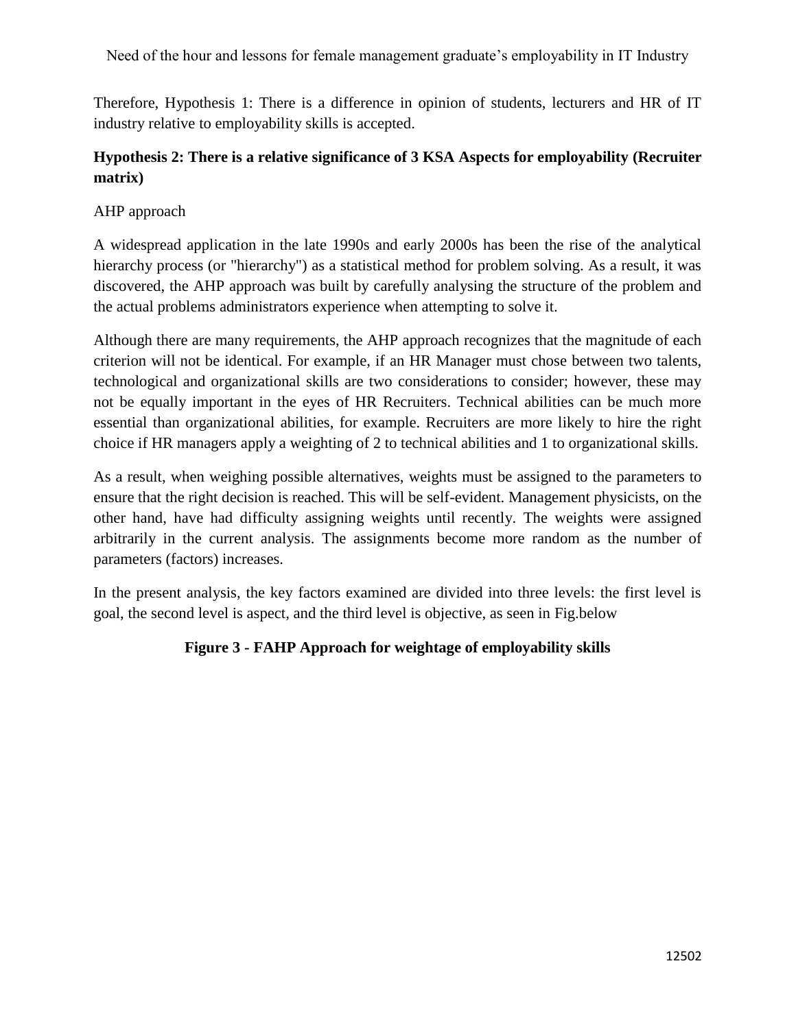Therefore, Hypothesis 1: There is a difference in opinion of students, lecturers and HR of IT industry relative to employability skills is accepted.

**Hypothesis 2: There is a relative significance of 3 KSA Aspects for employability (Recruiter matrix)**

AHP approach

A widespread application in the late 1990s and early 2000s has been the rise of the analytical hierarchy process (or "hierarchy") as a statistical method for problem solving. As a result, it was discovered, the AHP approach was built by carefully analysing the structure of the problem and the actual problems administrators experience when attempting to solve it.

Although there are many requirements, the AHP approach recognizes that the magnitude of each criterion will not be identical. For example, if an HR Manager must chose between two talents, technological and organizational skills are two considerations to consider; however, these may not be equally important in the eyes of HR Recruiters. Technical abilities can be much more essential than organizational abilities, for example. Recruiters are more likely to hire the right choice if HR managers apply a weighting of 2 to technical abilities and 1 to organizational skills.

As a result, when weighing possible alternatives, weights must be assigned to the parameters to ensure that the right decision is reached. This will be self-evident. Management physicists, on the other hand, have had difficulty assigning weights until recently. The weights were assigned arbitrarily in the current analysis. The assignments become more random as the number of parameters (factors) increases.

In the present analysis, the key factors examined are divided into three levels: the first level is goal, the second level is aspect, and the third level is objective, as seen in Fig.below

**Figure 3 - FAHP Approach for weightage of employability skills**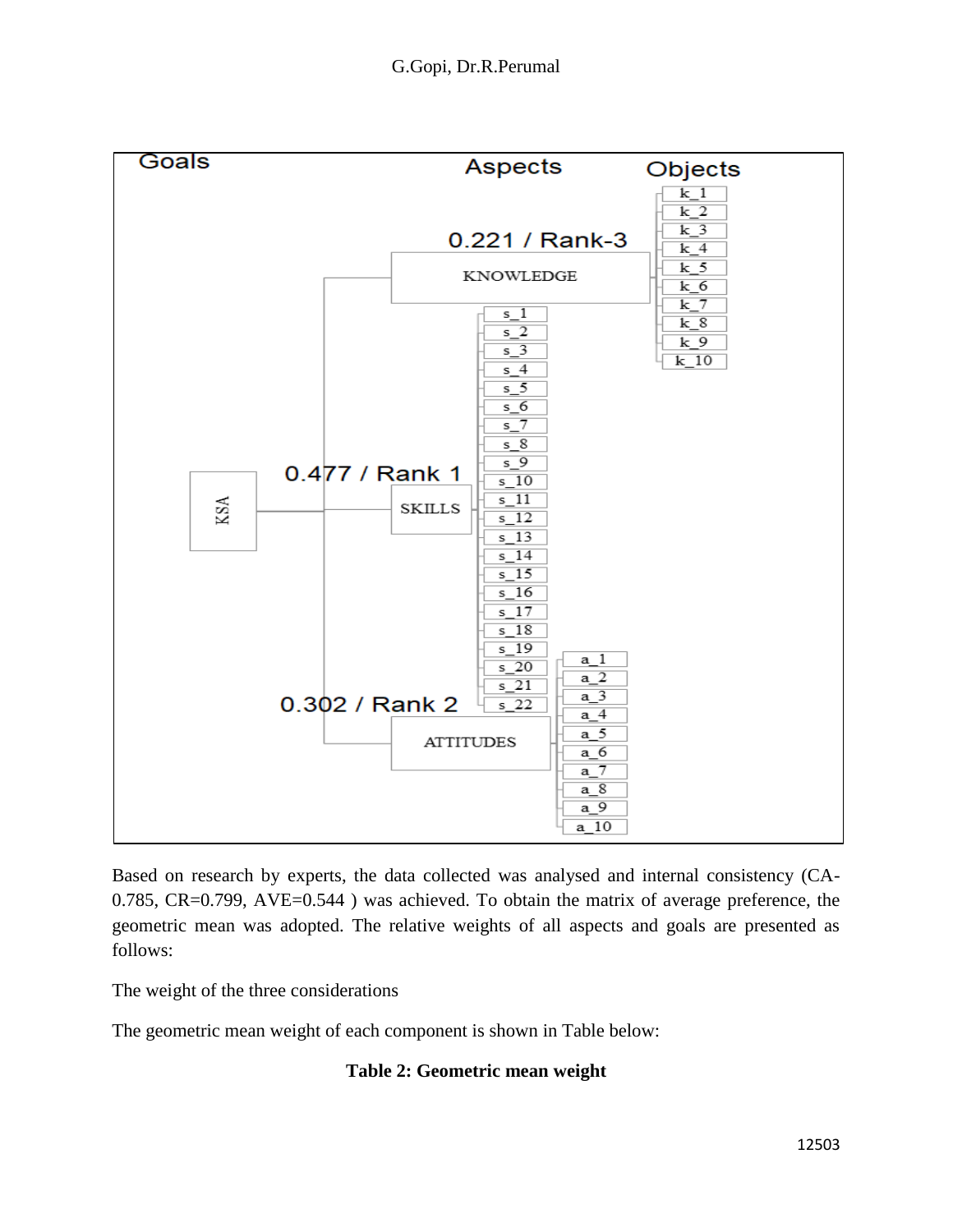Goals | Aspects | Objects

- KSA
  - KNOWLEDGE — 0.221 / Rank-3: k_1, k_2, k_3, k_4, k_5, k_6, k_7, k_8, k_9, k_10
  - SKILLS — 0.477 / Rank 1: s_1, s_2, s_3, s_4, s_5, s_6, s_7, s_8, s_9, s_10, s_11, s_12, s_13, s_14, s_15, s_16, s_17, s_18, s_19, s_20, s_21, s_22
  - ATTITUDES — 0.302 / Rank 2: a_1, a_2, a_3, a_4, a_5, a_6, a_7, a_8, a_9, a_10

Based on research by experts, the data collected was analysed and internal consistency (CA-0.785, CR=0.799, AVE=0.544 ) was achieved. To obtain the matrix of average preference, the geometric mean was adopted. The relative weights of all aspects and goals are presented as follows:

The weight of the three considerations

The geometric mean weight of each component is shown in Table below:

**Table 2: Geometric mean weight**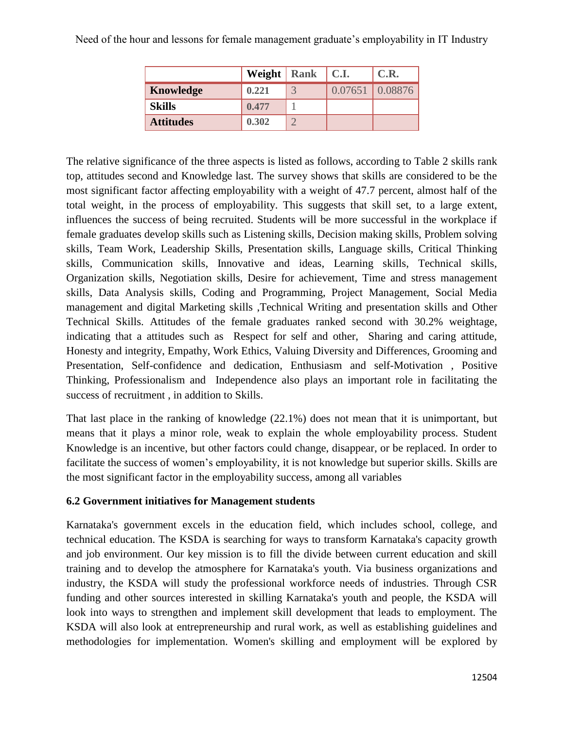| | Weight | Rank | C.I. | C.R. |
|---|---|---|---|---|
| **Knowledge** | 0.221 | 3 | 0.07651 | 0.08876 |
| **Skills** | 0.477 | 1 | | |
| **Attitudes** | 0.302 | 2 | | |

The relative significance of the three aspects is listed as follows, according to Table 2 skills rank top, attitudes second and Knowledge last. The survey shows that skills are considered to be the most significant factor affecting employability with a weight of 47.7 percent, almost half of the total weight, in the process of employability. This suggests that skill set, to a large extent, influences the success of being recruited. Students will be more successful in the workplace if female graduates develop skills such as Listening skills, Decision making skills, Problem solving skills, Team Work, Leadership Skills, Presentation skills, Language skills, Critical Thinking skills, Communication skills, Innovative and ideas, Learning skills, Technical skills, Organization skills, Negotiation skills, Desire for achievement, Time and stress management skills, Data Analysis skills, Coding and Programming, Project Management, Social Media management and digital Marketing skills ,Technical Writing and presentation skills and Other Technical Skills. Attitudes of the female graduates ranked second with 30.2% weightage, indicating that a attitudes such as Respect for self and other, Sharing and caring attitude, Honesty and integrity, Empathy, Work Ethics, Valuing Diversity and Differences, Grooming and Presentation, Self-confidence and dedication, Enthusiasm and self-Motivation , Positive Thinking, Professionalism and Independence also plays an important role in facilitating the success of recruitment , in addition to Skills.

That last place in the ranking of knowledge (22.1%) does not mean that it is unimportant, but means that it plays a minor role, weak to explain the whole employability process. Student Knowledge is an incentive, but other factors could change, disappear, or be replaced. In order to facilitate the success of women's employability, it is not knowledge but superior skills. Skills are the most significant factor in the employability success, among all variables

### 6.2 Government initiatives for Management students

Karnataka's government excels in the education field, which includes school, college, and technical education. The KSDA is searching for ways to transform Karnataka's capacity growth and job environment. Our key mission is to fill the divide between current education and skill training and to develop the atmosphere for Karnataka's youth. Via business organizations and industry, the KSDA will study the professional workforce needs of industries. Through CSR funding and other sources interested in skilling Karnataka's youth and people, the KSDA will look into ways to strengthen and implement skill development that leads to employment. The KSDA will also look at entrepreneurship and rural work, as well as establishing guidelines and methodologies for implementation. Women's skilling and employment will be explored by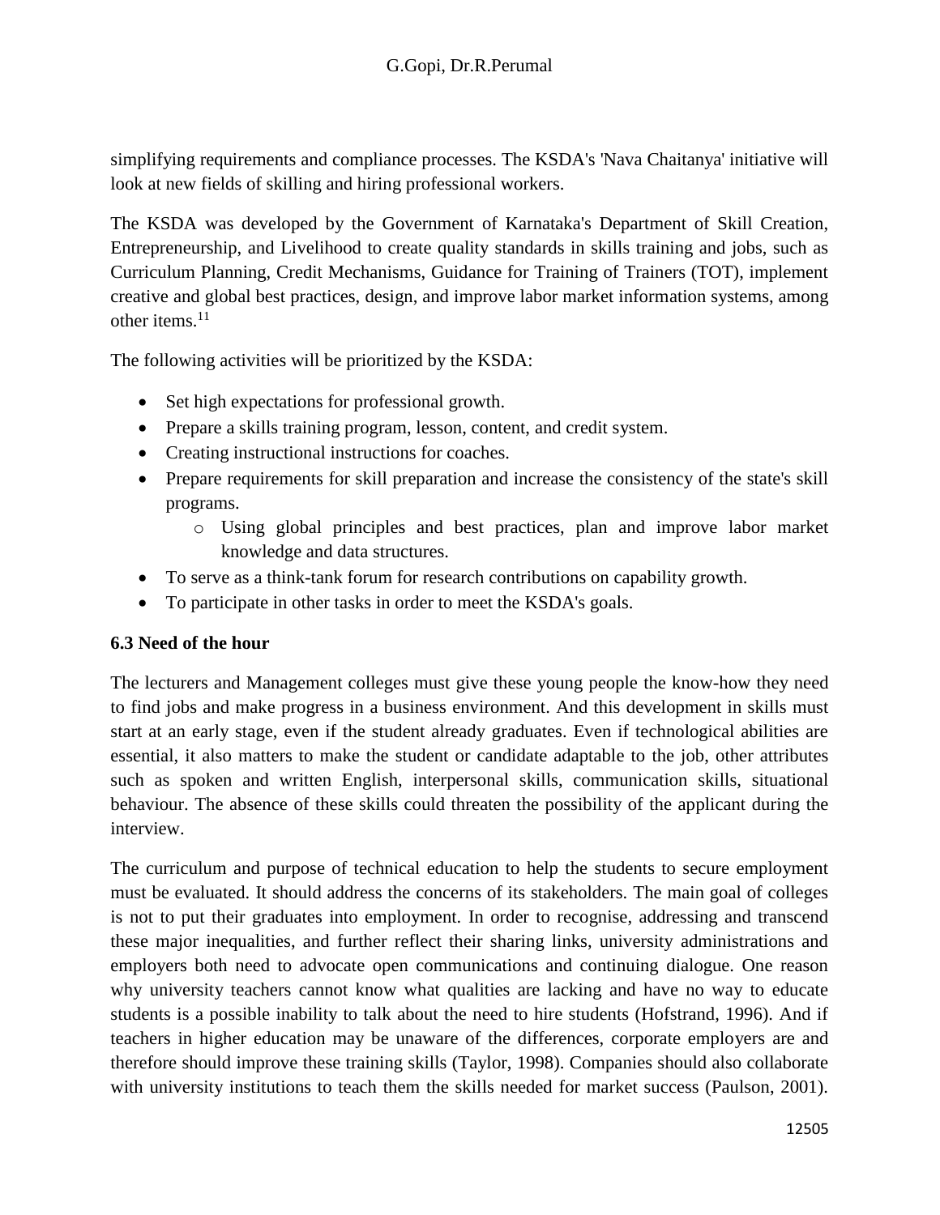simplifying requirements and compliance processes. The KSDA's 'Nava Chaitanya' initiative will look at new fields of skilling and hiring professional workers.

The KSDA was developed by the Government of Karnataka's Department of Skill Creation, Entrepreneurship, and Livelihood to create quality standards in skills training and jobs, such as Curriculum Planning, Credit Mechanisms, Guidance for Training of Trainers (TOT), implement creative and global best practices, design, and improve labor market information systems, among other items.[11]

The following activities will be prioritized by the KSDA:

- Set high expectations for professional growth.
- Prepare a skills training program, lesson, content, and credit system.
- Creating instructional instructions for coaches.
- Prepare requirements for skill preparation and increase the consistency of the state's skill programs.
    - Using global principles and best practices, plan and improve labor market knowledge and data structures.
- To serve as a think-tank forum for research contributions on capability growth.
- To participate in other tasks in order to meet the KSDA's goals.

### 6.3 Need of the hour

The lecturers and Management colleges must give these young people the know-how they need to find jobs and make progress in a business environment. And this development in skills must start at an early stage, even if the student already graduates. Even if technological abilities are essential, it also matters to make the student or candidate adaptable to the job, other attributes such as spoken and written English, interpersonal skills, communication skills, situational behaviour. The absence of these skills could threaten the possibility of the applicant during the interview.

The curriculum and purpose of technical education to help the students to secure employment must be evaluated. It should address the concerns of its stakeholders. The main goal of colleges is not to put their graduates into employment. In order to recognise, addressing and transcend these major inequalities, and further reflect their sharing links, university administrations and employers both need to advocate open communications and continuing dialogue. One reason why university teachers cannot know what qualities are lacking and have no way to educate students is a possible inability to talk about the need to hire students (Hofstrand, 1996). And if teachers in higher education may be unaware of the differences, corporate employers are and therefore should improve these training skills (Taylor, 1998). Companies should also collaborate with university institutions to teach them the skills needed for market success (Paulson, 2001).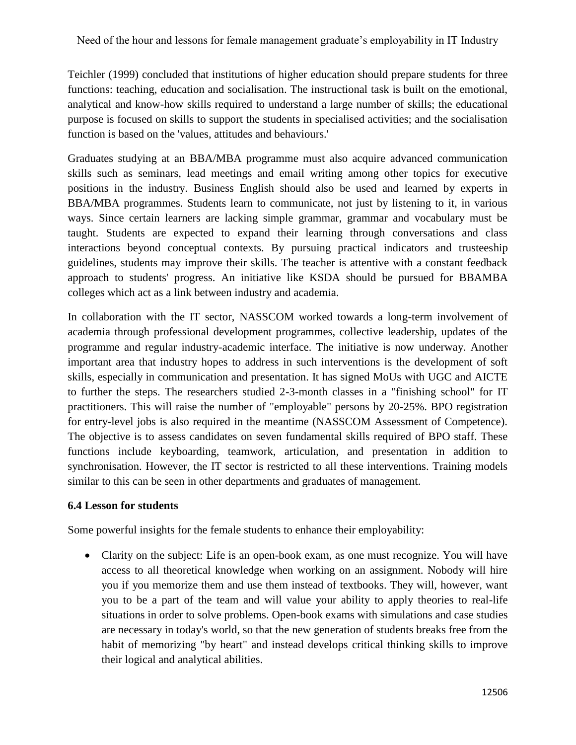Teichler (1999) concluded that institutions of higher education should prepare students for three functions: teaching, education and socialisation. The instructional task is built on the emotional, analytical and know-how skills required to understand a large number of skills; the educational purpose is focused on skills to support the students in specialised activities; and the socialisation function is based on the 'values, attitudes and behaviours.'

Graduates studying at an BBA/MBA programme must also acquire advanced communication skills such as seminars, lead meetings and email writing among other topics for executive positions in the industry. Business English should also be used and learned by experts in BBA/MBA programmes. Students learn to communicate, not just by listening to it, in various ways. Since certain learners are lacking simple grammar, grammar and vocabulary must be taught. Students are expected to expand their learning through conversations and class interactions beyond conceptual contexts. By pursuing practical indicators and trusteeship guidelines, students may improve their skills. The teacher is attentive with a constant feedback approach to students' progress. An initiative like KSDA should be pursued for BBAMBA colleges which act as a link between industry and academia.

In collaboration with the IT sector, NASSCOM worked towards a long-term involvement of academia through professional development programmes, collective leadership, updates of the programme and regular industry-academic interface. The initiative is now underway. Another important area that industry hopes to address in such interventions is the development of soft skills, especially in communication and presentation. It has signed MoUs with UGC and AICTE to further the steps. The researchers studied 2-3-month classes in a "finishing school" for IT practitioners. This will raise the number of "employable" persons by 20-25%. BPO registration for entry-level jobs is also required in the meantime (NASSCOM Assessment of Competence). The objective is to assess candidates on seven fundamental skills required of BPO staff. These functions include keyboarding, teamwork, articulation, and presentation in addition to synchronisation. However, the IT sector is restricted to all these interventions. Training models similar to this can be seen in other departments and graduates of management.

### 6.4 Lesson for students

Some powerful insights for the female students to enhance their employability:

- Clarity on the subject: Life is an open-book exam, as one must recognize. You will have access to all theoretical knowledge when working on an assignment. Nobody will hire you if you memorize them and use them instead of textbooks. They will, however, want you to be a part of the team and will value your ability to apply theories to real-life situations in order to solve problems. Open-book exams with simulations and case studies are necessary in today's world, so that the new generation of students breaks free from the habit of memorizing "by heart" and instead develops critical thinking skills to improve their logical and analytical abilities.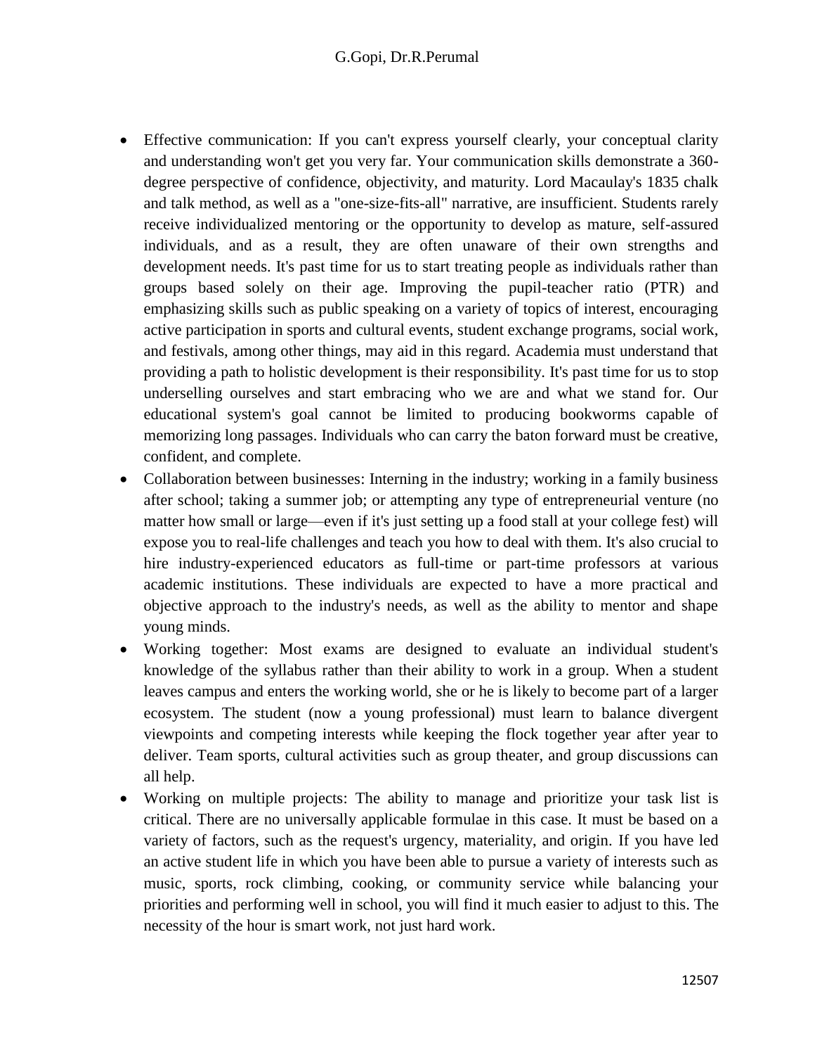- Effective communication: If you can't express yourself clearly, your conceptual clarity and understanding won't get you very far. Your communication skills demonstrate a 360-degree perspective of confidence, objectivity, and maturity. Lord Macaulay's 1835 chalk and talk method, as well as a "one-size-fits-all" narrative, are insufficient. Students rarely receive individualized mentoring or the opportunity to develop as mature, self-assured individuals, and as a result, they are often unaware of their own strengths and development needs. It's past time for us to start treating people as individuals rather than groups based solely on their age. Improving the pupil-teacher ratio (PTR) and emphasizing skills such as public speaking on a variety of topics of interest, encouraging active participation in sports and cultural events, student exchange programs, social work, and festivals, among other things, may aid in this regard. Academia must understand that providing a path to holistic development is their responsibility. It's past time for us to stop underselling ourselves and start embracing who we are and what we stand for. Our educational system's goal cannot be limited to producing bookworms capable of memorizing long passages. Individuals who can carry the baton forward must be creative, confident, and complete.
- Collaboration between businesses: Interning in the industry; working in a family business after school; taking a summer job; or attempting any type of entrepreneurial venture (no matter how small or large—even if it's just setting up a food stall at your college fest) will expose you to real-life challenges and teach you how to deal with them. It's also crucial to hire industry-experienced educators as full-time or part-time professors at various academic institutions. These individuals are expected to have a more practical and objective approach to the industry's needs, as well as the ability to mentor and shape young minds.
- Working together: Most exams are designed to evaluate an individual student's knowledge of the syllabus rather than their ability to work in a group. When a student leaves campus and enters the working world, she or he is likely to become part of a larger ecosystem. The student (now a young professional) must learn to balance divergent viewpoints and competing interests while keeping the flock together year after year to deliver. Team sports, cultural activities such as group theater, and group discussions can all help.
- Working on multiple projects: The ability to manage and prioritize your task list is critical. There are no universally applicable formulae in this case. It must be based on a variety of factors, such as the request's urgency, materiality, and origin. If you have led an active student life in which you have been able to pursue a variety of interests such as music, sports, rock climbing, cooking, or community service while balancing your priorities and performing well in school, you will find it much easier to adjust to this. The necessity of the hour is smart work, not just hard work.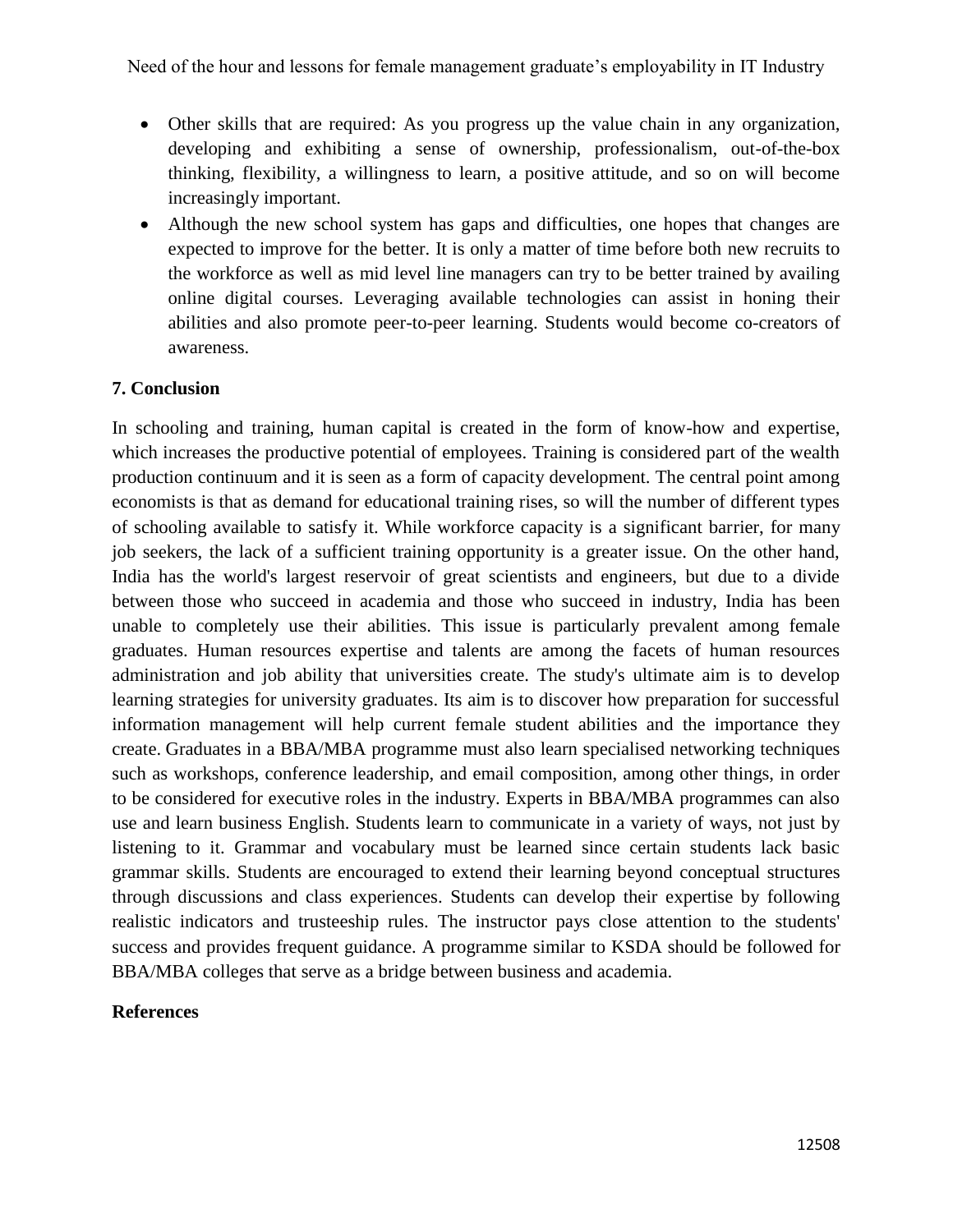- Other skills that are required: As you progress up the value chain in any organization, developing and exhibiting a sense of ownership, professionalism, out-of-the-box thinking, flexibility, a willingness to learn, a positive attitude, and so on will become increasingly important.
- Although the new school system has gaps and difficulties, one hopes that changes are expected to improve for the better. It is only a matter of time before both new recruits to the workforce as well as mid level line managers can try to be better trained by availing online digital courses. Leveraging available technologies can assist in honing their abilities and also promote peer-to-peer learning. Students would become co-creators of awareness.

## 7. Conclusion

In schooling and training, human capital is created in the form of know-how and expertise, which increases the productive potential of employees. Training is considered part of the wealth production continuum and it is seen as a form of capacity development. The central point among economists is that as demand for educational training rises, so will the number of different types of schooling available to satisfy it. While workforce capacity is a significant barrier, for many job seekers, the lack of a sufficient training opportunity is a greater issue. On the other hand, India has the world's largest reservoir of great scientists and engineers, but due to a divide between those who succeed in academia and those who succeed in industry, India has been unable to completely use their abilities. This issue is particularly prevalent among female graduates. Human resources expertise and talents are among the facets of human resources administration and job ability that universities create. The study's ultimate aim is to develop learning strategies for university graduates. Its aim is to discover how preparation for successful information management will help current female student abilities and the importance they create. Graduates in a BBA/MBA programme must also learn specialised networking techniques such as workshops, conference leadership, and email composition, among other things, in order to be considered for executive roles in the industry. Experts in BBA/MBA programmes can also use and learn business English. Students learn to communicate in a variety of ways, not just by listening to it. Grammar and vocabulary must be learned since certain students lack basic grammar skills. Students are encouraged to extend their learning beyond conceptual structures through discussions and class experiences. Students can develop their expertise by following realistic indicators and trusteeship rules. The instructor pays close attention to the students' success and provides frequent guidance. A programme similar to KSDA should be followed for BBA/MBA colleges that serve as a bridge between business and academia.

## References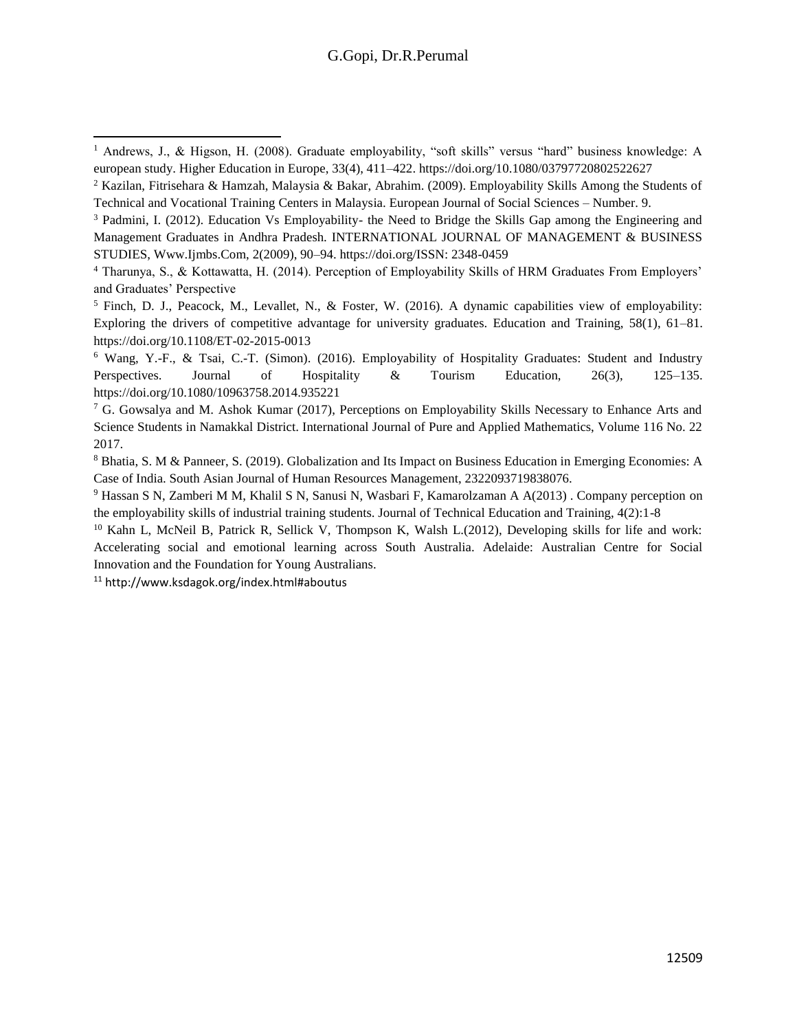[1] Andrews, J., & Higson, H. (2008). Graduate employability, "soft skills" versus "hard" business knowledge: A european study. Higher Education in Europe, 33(4), 411–422. https://doi.org/10.1080/03797720802522627

[2] Kazilan, Fitrisehara & Hamzah, Malaysia & Bakar, Abrahim. (2009). Employability Skills Among the Students of Technical and Vocational Training Centers in Malaysia. European Journal of Social Sciences – Number. 9.

[3] Padmini, I. (2012). Education Vs Employability- the Need to Bridge the Skills Gap among the Engineering and Management Graduates in Andhra Pradesh. INTERNATIONAL JOURNAL OF MANAGEMENT & BUSINESS STUDIES, Www.Ijmbs.Com, 2(2009), 90–94. https://doi.org/ISSN: 2348-0459

[4] Tharunya, S., & Kottawatta, H. (2014). Perception of Employability Skills of HRM Graduates From Employers' and Graduates' Perspective

[5] Finch, D. J., Peacock, M., Levallet, N., & Foster, W. (2016). A dynamic capabilities view of employability: Exploring the drivers of competitive advantage for university graduates. Education and Training, 58(1), 61–81. https://doi.org/10.1108/ET-02-2015-0013

[6] Wang, Y.-F., & Tsai, C.-T. (Simon). (2016). Employability of Hospitality Graduates: Student and Industry Perspectives. Journal of Hospitality & Tourism Education, 26(3), 125–135. https://doi.org/10.1080/10963758.2014.935221

[7] G. Gowsalya and M. Ashok Kumar (2017), Perceptions on Employability Skills Necessary to Enhance Arts and Science Students in Namakkal District. International Journal of Pure and Applied Mathematics, Volume 116 No. 22 2017.

[8] Bhatia, S. M & Panneer, S. (2019). Globalization and Its Impact on Business Education in Emerging Economies: A Case of India. South Asian Journal of Human Resources Management, 2322093719838076.

[9] Hassan S N, Zamberi M M, Khalil S N, Sanusi N, Wasbari F, Kamarolzaman A A(2013) . Company perception on the employability skills of industrial training students. Journal of Technical Education and Training, 4(2):1-8

[10] Kahn L, McNeil B, Patrick R, Sellick V, Thompson K, Walsh L.(2012), Developing skills for life and work: Accelerating social and emotional learning across South Australia. Adelaide: Australian Centre for Social Innovation and the Foundation for Young Australians.

[11] http://www.ksdagok.org/index.html#aboutus